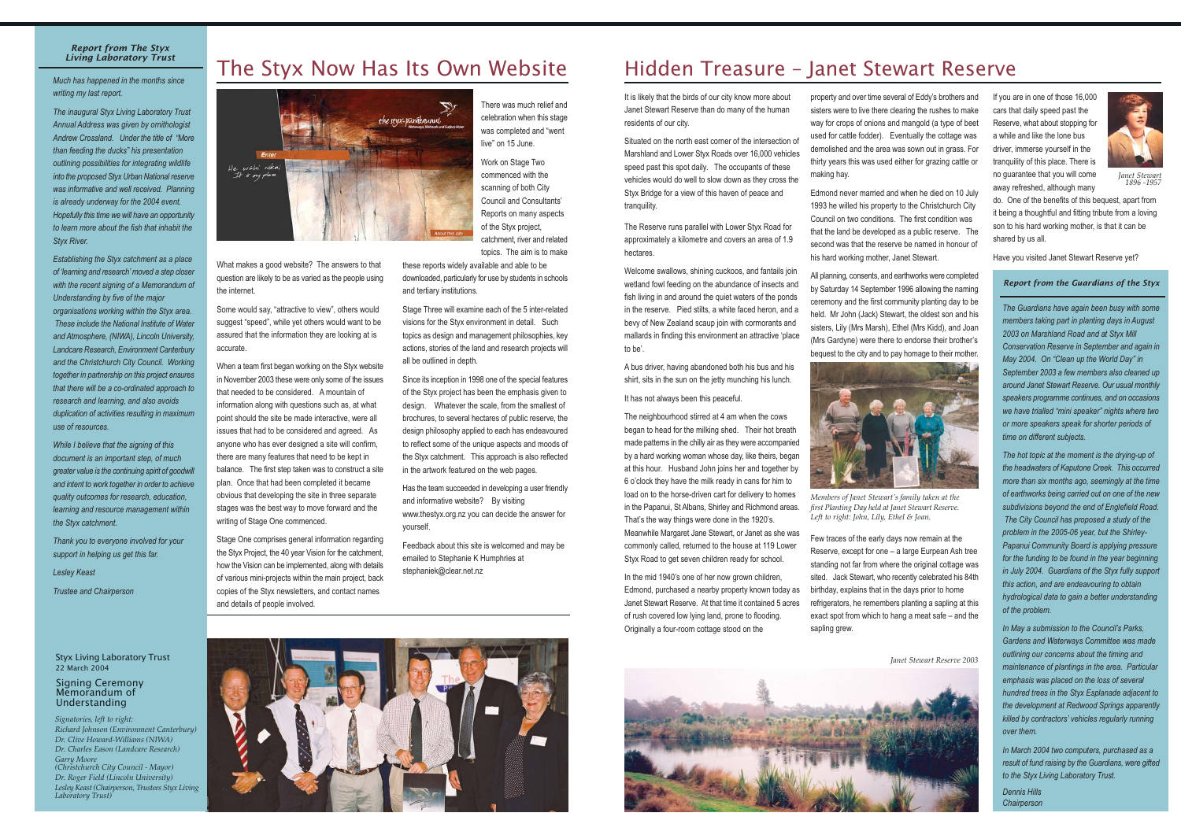## Report from The Styx Living Laboratory Trust

*Much has happened in the months since writing my last report.*

*The inaugural Styx Living Laboratory Trust Annual Address was given by ornithologist Andrew Crossland. Under the title of "More than feeding the ducks" his presentation outlining possibilities for integrating wildlife into the proposed Styx Urban National reserve was informative and well received. Planning is already underway for the 2004 event. Hopefully this time we will have an opportunity to learn more about the fish that inhabit the Styx River.*

*Establishing the Styx catchment as a place of 'learning and research' moved a step closer with the recent signing of a Memorandum of Understanding by five of the major organisations working within the Styx area. These include the National Institute of Water and Atmosphere, (NIWA), Lincoln University, Landcare Research, Environment Canterbury and the Christchurch City Council. Working together in partnership on this project ensures that there will be a co-ordinated approach to research and learning, and also avoids duplication of activities resulting in maximum use of resources.*

*While I believe that the signing of this document is an important step, of much greater value is the continuing spirit of goodwill and intent to work together in order to achieve quality outcomes for research, education, learning and resource management within the Styx catchment.*

*Thank you to everyone involved for your support in helping us get this far.*

*Lesley Keast*

*Trustee and Chairperson*

Styx Living Laboratory Trust
22 March 2004

Signing Ceremony
Memorandum of Understanding

*Signatories, left to right:*
*Richard Johnson (Environment Canterbury)*
*Dr. Clive Howard-Williams (NIWA)*
*Dr. Charles Eason (Landcare Research)*
*Garry Moore (Christchurch City Council - Mayor)*
*Dr. Roger Field (Lincoln University)*
*Lesley Keast (Chairperson, Trustees Styx Living Laboratory Trust)*

# The Styx Now Has Its Own Website

There was much relief and celebration when this stage was completed and "went live" on 15 June.

Work on Stage Two commenced with the scanning of both City Council and Consultants' Reports on many aspects of the Styx project, catchment, river and related topics. The aim is to make these reports widely available and able to be downloaded, particularly for use by students in schools and tertiary institutions.

What makes a good website? The answers to that question are likely to be as varied as the people using the internet.

Some would say, "attractive to view", others would suggest "speed", while yet others would want to be assured that the information they are looking at is accurate.

When a team first began working on the Styx website in November 2003 these were only some of the issues that needed to be considered. A mountain of information along with questions such as, at what point should the site be made interactive, were all issues that had to be considered and agreed. As anyone who has ever designed a site will confirm, there are many features that need to be kept in balance. The first step taken was to construct a site plan. Once that had been completed it became obvious that developing the site in three separate stages was the best way to move forward and the writing of Stage One commenced.

Stage One comprises general information regarding the Styx Project, the 40 year Vision for the catchment, how the Vision can be implemented, along with details of various mini-projects within the main project, back copies of the Styx newsletters, and contact names and details of people involved.

Stage Three will examine each of the 5 inter-related visions for the Styx environment in detail. Such topics as design and management philosophies, key actions, stories of the land and research projects will all be outlined in depth.

Since its inception in 1998 one of the special features of the Styx project has been the emphasis given to design. Whatever the scale, from the smallest of brochures, to several hectares of public reserve, the design philosophy applied to each has endeavoured to reflect some of the unique aspects and moods of the Styx catchment. This approach is also reflected in the artwork featured on the web pages.

Has the team succeeded in developing a user friendly and informative website? By visiting www.thestyx.org.nz you can decide the answer for yourself.

Feedback about this site is welcomed and may be emailed to Stephanie K Humphries at stephaniek@clear.net.nz

# Hidden Treasure – Janet Stewart Reserve

It is likely that the birds of our city know more about Janet Stewart Reserve than do many of the human residents of our city.

Situated on the north east corner of the intersection of Marshland and Lower Styx Roads over 16,000 vehicles speed past this spot daily. The occupants of these vehicles would do well to slow down as they cross the Styx Bridge for a view of this haven of peace and tranquility.

The Reserve runs parallel with Lower Styx Road for approximately a kilometre and covers an area of 1.9 hectares.

Welcome swallows, shining cuckoos, and fantails join wetland fowl feeding on the abundance of insects and fish living in and around the quiet waters of the ponds in the reserve. Pied stilts, a white faced heron, and a bevy of New Zealand scaup join with cormorants and mallards in finding this environment an attractive 'place to be'.

A bus driver, having abandoned both his bus and his shirt, sits in the sun on the jetty munching his lunch.

It has not always been this peaceful.

The neighbourhood stirred at 4 am when the cows began to head for the milking shed. Their hot breath made patterns in the chilly air as they were accompanied by a hard working woman whose day, like theirs, began at this hour. Husband John joins her and together by 6 o'clock they have the milk ready in cans for him to load on to the horse-driven cart for delivery to homes in the Papanui, St Albans, Shirley and Richmond areas. That's the way things were done in the 1920's. Meanwhile Margaret Jane Stewart, or Janet as she was commonly called, returned to the house at 119 Lower Styx Road to get seven children ready for school.

In the mid 1940's one of her now grown children, Edmond, purchased a nearby property known today as Janet Stewart Reserve. At that time it contained 5 acres of rush covered low lying land, prone to flooding. Originally a four-room cottage stood on the property and over time several of Eddy's brothers and sisters were to live there clearing the rushes to make way for crops of onions and mangold (a type of beet used for cattle fodder). Eventually the cottage was demolished and the area was sown out in grass. For thirty years this was used either for grazing cattle or making hay.

Edmond never married and when he died on 10 July 1993 he willed his property to the Christchurch City Council on two conditions. The first condition was that the land be developed as a public reserve. The second was that the reserve be named in honour of his hard working mother, Janet Stewart.

All planning, consents, and earthworks were completed by Saturday 14 September 1996 allowing the naming ceremony and the first community planting day to be held. Mr John (Jack) Stewart, the oldest son and his sisters, Lily (Mrs Marsh), Ethel (Mrs Kidd), and Joan (Mrs Gardyne) were there to endorse their brother's bequest to the city and to pay homage to their mother.

*Members of Janet Stewart's family taken at the first Planting Day held at Janet Stewart Reserve. Left to right: John, Lily, Ethel & Joan.*

Few traces of the early days now remain at the Reserve, except for one – a large Eurpean Ash tree standing not far from where the original cottage was sited. Jack Stewart, who recently celebrated his 84th birthday, explains that in the days prior to home refrigerators, he remembers planting a sapling at this exact spot from which to hang a meat safe – and the sapling grew.

*Janet Stewart Reserve 2003*

If you are in one of those 16,000 cars that daily speed past the Reserve, what about stopping for a while and like the lone bus driver, immerse yourself in the tranquility of this place. There is no guarantee that you will come away refreshed, although many do. One of the benefits of this bequest, apart from it being a thoughtful and fitting tribute from a loving son to his hard working mother, is that it can be shared by us all.

*Janet Stewart 1896 -1957*

Have you visited Janet Stewart Reserve yet?

## Report from the Guardians of the Styx

*The Guardians have again been busy with some members taking part in planting days in August 2003 on Marshland Road and at Styx Mill Conservation Reserve in September and again in May 2004. On "Clean up the World Day" in September 2003 a few members also cleaned up around Janet Stewart Reserve. Our usual monthly speakers programme continues, and on occasions we have trialled "mini speaker" nights where two or more speakers speak for shorter periods of time on different subjects.*

*The hot topic at the moment is the drying-up of the headwaters of Kaputone Creek. This occurred more than six months ago, seemingly at the time of earthworks being carried out on one of the new subdivisions beyond the end of Englefield Road. The City Council has proposed a study of the problem in the 2005-06 year, but the Shirley-Papanui Community Board is applying pressure for the funding to be found in the year beginning in July 2004. Guardians of the Styx fully support this action, and are endeavouring to obtain hydrological data to gain a better understanding of the problem.*

*In May a submission to the Council's Parks, Gardens and Waterways Committee was made outlining our concerns about the timing and maintenance of plantings in the area. Particular emphasis was placed on the loss of several hundred trees in the Styx Esplanade adjacent to the development at Redwood Springs apparently killed by contractors' vehicles regularly running over them.*

*In March 2004 two computers, purchased as a result of fund raising by the Guardians, were gifted to the Styx Living Laboratory Trust.*

*Dennis Hills*
*Chairperson*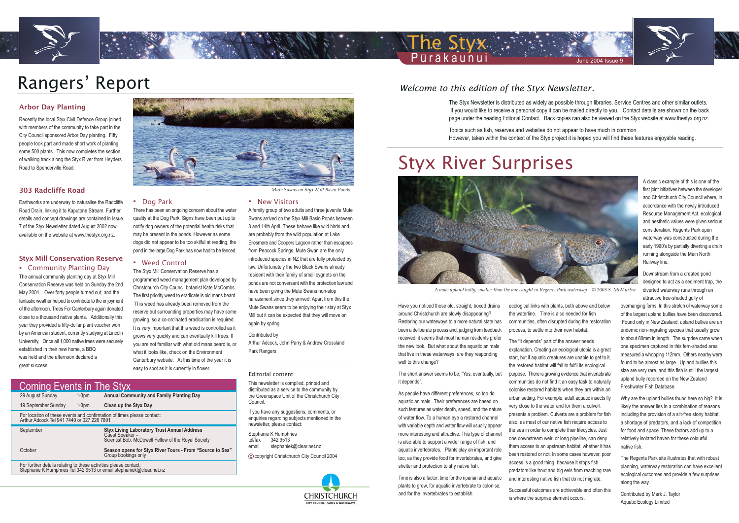# Rangers' Report

### Arbor Day Planting

Recently the local Styx Civil Defence Group joined with members of the community to take part in the City Council sponsored Arbor Day planting. Fifty people took part and made short work of planting some 500 plants. This now completes the section of walking track along the Styx River from Heyders Road to Spencerville Road.

### 303 Radcliffe Road

Earthworks are underway to naturalise the Radcliffe Road Drain, linking it to Kaputone Stream. Further details and concept drawings are contained in Issue 7 of the Styx Newsletter dated August 2002 now available on the website at www.thestyx.org.nz.

### Styx Mill Conservation Reserve

#### ▪ Community Planting Day

The annual community planting day at Styx Mill Conservation Reserve was held on Sunday the 2nd May 2004. Over forty people turned out, and the fantastic weather helped to contribute to the enjoyment of the afternoon. Trees For Canterbury again donated close to a thousand native plants. Additionally this year they provided a fifty-dollar plant voucher won by an American student, currently studying at Lincoln University. Once all 1,000 native trees were securely established in their new home, a BBQ was held and the afternoon declared a great success.

*Mute Swans on Styx Mill Basin Ponds*

#### ▪ Dog Park

There has been an ongoing concern about the water quality at the Dog Park. Signs have been put up to notify dog owners of the potential health risks that may be present in the ponds. However as some dogs did not appear to be too skilful at reading, the pond in the large Dog Park has now had to be fenced.

#### ▪ Weed Control

The Styx Mill Conservation Reserve has a programmed weed management plan developed by Christchurch City Council botanist Kate McCombs. The first priority weed to eradicate is old mans beard. This weed has already been removed from the reserve but surrounding properties may have some growing, so a co-ordinated eradication is required. It is very important that this weed is controlled as it grows very quickly and can eventually kill trees. If you are not familiar with what old mans beard is, or what it looks like, check on the Environment Canterbury website. At this time of the year it is easy to spot as it is currently in flower.

#### ▪ New Visitors

A family group of two adults and three juvenile Mute Swans arrived on the Styx Mill Basin Ponds between 8 and 14th April. These behave like wild birds and are probably from the wild population at Lake Ellesmere and Coopers Lagoon rather than escapees from Peacock Springs. Mute Swan are the only introduced species in NZ that are fully protected by law. Unfortunately the two Black Swans already resident with their family of small cygnets on the ponds are not conversant with the protection law and have been giving the Mute Swans non-stop harassment since they arrived. Apart from this the Mute Swans seem to be enjoying their stay at Styx Mill but it can be expected that they will move on again by spring.

Contributed by
Arthur Adcock, John Parry & Andrew Crossland
Park Rangers

## Coming Events in The Styx

| | | |
|---|---|---|
| 29 August Sunday | 1-3pm | **Annual Community and Family Planting Day** |
| 19 September Sunday | 1-3pm | **Clean up the Styx Day** |
| For location of these events and confirmation of times please contact: Arthur Adcock Tel 941 7440 or 027 226 7801 | | |
| September | | **Styx Living Laboratory Trust Annual Address** Guest Speaker – Scientist Bob. McDowell Fellow of the Royal Society |
| October | | **Season opens for Styx River Tours - From "Source to Sea"** Group bookings only |
| For further details relating to these activities please contact: Stephanie K Humphries Tel 342 9513 or email stephaniek@clear.net.nz | | |

### Editorial content

This newsletter is compiled, printed and distributed as a service to the community by the Greenspace Unit of the Christchurch City Council.

If you have any suggestions, comments, or enquiries regarding subjects mentioned in the newsletter, please contact:

Stephanie K Humphries
tel/fax 342 9513
email stephaniek@clear.net.nz

© copyright Christchurch City Council 2004

CHRISTCHURCH
CITY COUNCIL · PARKS & WATERWAYS

# The Styx Pūrākaunui

June 2004 Issue 9

## *Welcome to this edition of the Styx Newsletter.*

The Styx Newsletter is distributed as widely as possible through libraries, Service Centres and other similar outlets. If you would like to receive a personal copy it can be mailed directly to you. Contact details are shown on the back page under the heading Editorial Contact. Back copies can also be viewed on the Styx website at www.thestyx.org.nz.

Topics such as fish, reserves and websites do not appear to have much in common.
However, taken within the context of the Styx project it is hoped you will find these features enjoyable reading.

# Styx River Surprises

*A male upland bully, smaller than the one caught in Regents Park waterway © 2003 S. McMurtrie*

Have you noticed those old, straight, boxed drains around Christchurch are slowly disappearing? Restoring our waterways to a more natural state has been a deliberate process and, judging from feedback received, it seems that most human residents prefer the new look. But what about the aquatic animals that live in these waterways; are they responding well to this change?

The short answer seems to be, "Yes, eventually, but it depends".

As people have different preferences, so too do aquatic animals. Their preferences are based on such features as water depth, speed, and the nature of water flow. To a human eye a restored channel with variable depth and water flow will usually appear more interesting and attractive. This type of channel is also able to support a wider range of fish, and aquatic invertebrates. Plants play an important role too, as they provide food for invertebrates, and give shelter and protection to shy native fish.

Time is also a factor: time for the riparian and aquatic plants to grow, for aquatic invertebrate to colonise, and for the invertebrates to establish ecological links with plants, both above and below the waterline. Time is also needed for fish communities, often disrupted during the restoration process, to settle into their new habitat.

The "it depends" part of the answer needs explanation. Creating an ecological utopia is a great start, but if aquatic creatures are unable to get to it, the restored habitat will fail to fulfil its ecological purpose. There is growing evidence that invertebrate communities do not find it an easy task to naturally colonise restored habitats when they are within an urban setting. For example, adult aquatic insects fly very close to the water and for them a culvert presents a problem. Culverts are a problem for fish also, as most of our native fish require access to the sea in order to complete their lifecycles. Just one downstream weir, or long pipeline, can deny them access to an upstream habitat, whether it has been restored or not. In some cases however, poor access is a good thing, because it stops fish predators like trout and big eels from reaching rare and interesting native fish that do not migrate.

Successful outcomes are achievable and often this is where the surprise element occurs.

A classic example of this is one of the first joint initiatives between the developer and Christchurch City Council where, in accordance with the newly introduced Resource Management Act, ecological and aesthetic values were given serious consideration. Regents Park open waterway was constructed during the early 1990's by partially diverting a drain running alongside the Main North Railway line.

Downstream from a created pond designed to act as a sediment trap, the diverted waterway runs through an attractive tree-shaded gully of overhanging ferns. In this stretch of waterway some of the largest upland bullies have been discovered. Found only in New Zealand, upland bullies are an endemic non-migrating species that usually grow to about 80mm in length. The surprise came when one specimen captured in this fern-shaded area measured a whopping 112mm. Others nearby were found to be almost as large. Upland bullies this size are very rare, and this fish is still the largest upland bully recorded on the New Zealand Freshwater Fish Database.

Why are the upland bullies found here so big? It is likely the answer lies in a combination of reasons including the provision of a silt-free stony habitat, a shortage of predators, and a lack of competition for food and space. These factors add up to a relatively isolated haven for these colourful native fish.

The Regents Park site illustrates that with robust planning, waterway restoration can have excellent ecological outcomes and provide a few surprises along the way.

Contributed by Mark J. Taylor
Aquatic Ecology Limited